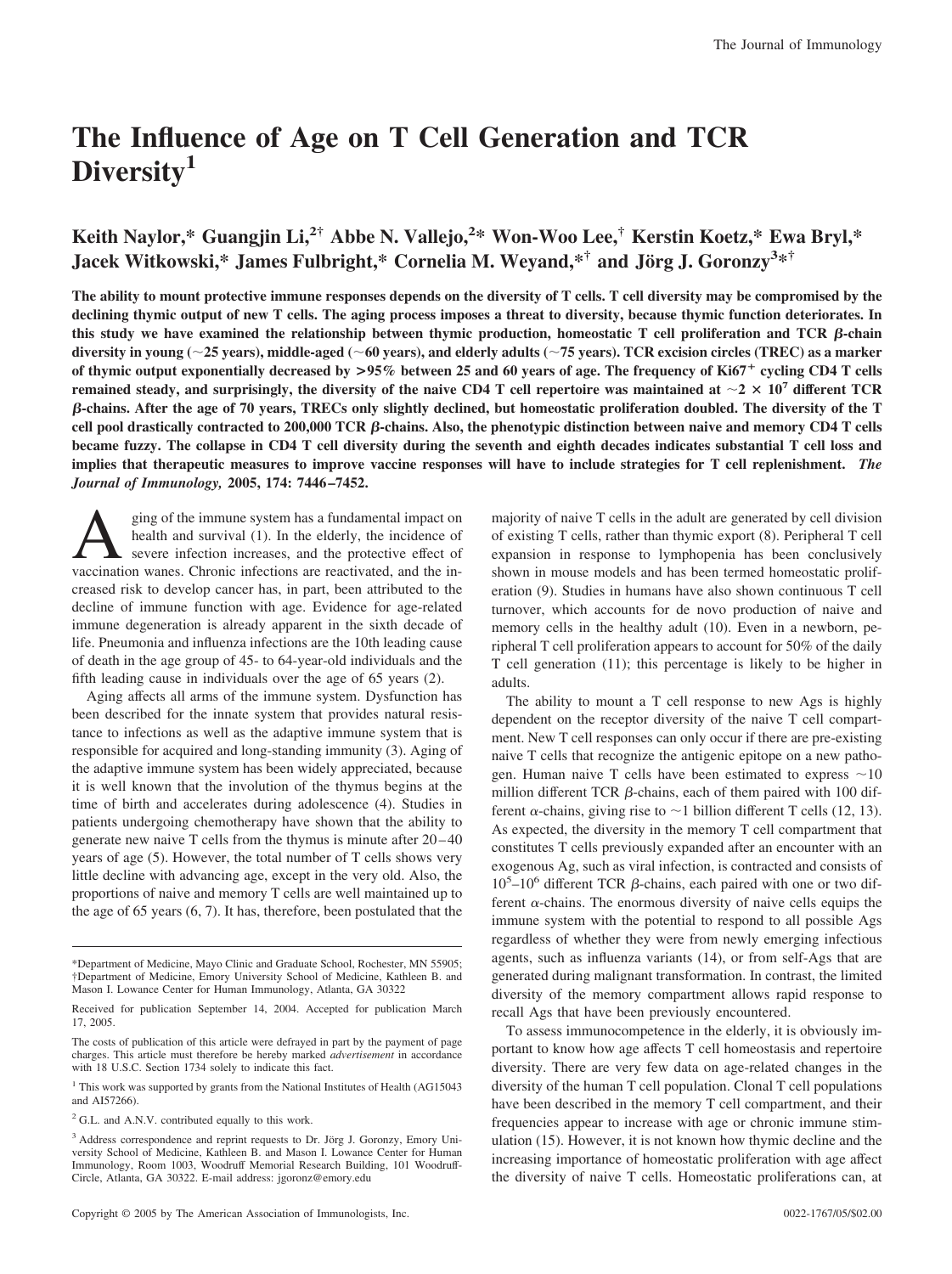# The Influence of Age on T Cell Generation and TCR Diversity[1]

**Keith Naylor,* Guangjin Li,[2†] Abbe N. Vallejo,[2*] Won-Woo Lee,[†] Kerstin Koetz,* Ewa Bryl,* Jacek Witkowski,* James Fulbright,* Cornelia M. Weyand,*[†] and Jörg J. Goronzy[3*†]**

**The ability to mount protective immune responses depends on the diversity of T cells. T cell diversity may be compromised by the declining thymic output of new T cells. The aging process imposes a threat to diversity, because thymic function deteriorates. In this study we have examined the relationship between thymic production, homeostatic T cell proliferation and TCR β-chain diversity in young (~25 years), middle-aged (~60 years), and elderly adults (~75 years). TCR excision circles (TREC) as a marker of thymic output exponentially decreased by >95% between 25 and 60 years of age. The frequency of $Ki67^+$ cycling CD4 T cells remained steady, and surprisingly, the diversity of the naive CD4 T cell repertoire was maintained at ~$2 \times 10^7$ different TCR β-chains. After the age of 70 years, TRECs only slightly declined, but homeostatic proliferation doubled. The diversity of the T cell pool drastically contracted to 200,000 TCR β-chains. Also, the phenotypic distinction between naive and memory CD4 T cells became fuzzy. The collapse in CD4 T cell diversity during the seventh and eighth decades indicates substantial T cell loss and implies that therapeutic measures to improve vaccine responses will have to include strategies for T cell replenishment.** ***The Journal of Immunology,* 2005, 174: 7446–7452.**

Aging of the immune system has a fundamental impact on health and survival (1). In the elderly, the incidence of severe infection increases, and the protective effect of vaccination wanes. Chronic infections are reactivated, and the increased risk to develop cancer has, in part, been attributed to the decline of immune function with age. Evidence for age-related immune degeneration is already apparent in the sixth decade of life. Pneumonia and influenza infections are the 10th leading cause of death in the age group of 45- to 64-year-old individuals and the fifth leading cause in individuals over the age of 65 years (2).

Aging affects all arms of the immune system. Dysfunction has been described for the innate system that provides natural resistance to infections as well as the adaptive immune system that is responsible for acquired and long-standing immunity (3). Aging of the adaptive immune system has been widely appreciated, because it is well known that the involution of the thymus begins at the time of birth and accelerates during adolescence (4). Studies in patients undergoing chemotherapy have shown that the ability to generate new naive T cells from the thymus is minute after 20–40 years of age (5). However, the total number of T cells shows very little decline with advancing age, except in the very old. Also, the proportions of naive and memory T cells are well maintained up to the age of 65 years (6, 7). It has, therefore, been postulated that the majority of naive T cells in the adult are generated by cell division of existing T cells, rather than thymic export (8). Peripheral T cell expansion in response to lymphopenia has been conclusively shown in mouse models and has been termed homeostatic proliferation (9). Studies in humans have also shown continuous T cell turnover, which accounts for de novo production of naive and memory cells in the healthy adult (10). Even in a newborn, peripheral T cell proliferation appears to account for 50% of the daily T cell generation (11); this percentage is likely to be higher in adults.

The ability to mount a T cell response to new Ags is highly dependent on the receptor diversity of the naive T cell compartment. New T cell responses can only occur if there are pre-existing naive T cells that recognize the antigenic epitope on a new pathogen. Human naive T cells have been estimated to express ~10 million different TCR β-chains, each of them paired with 100 different α-chains, giving rise to ~1 billion different T cells (12, 13). As expected, the diversity in the memory T cell compartment that constitutes T cells previously expanded after an encounter with an exogenous Ag, such as viral infection, is contracted and consists of $10^5$–$10^6$ different TCR β-chains, each paired with one or two different α-chains. The enormous diversity of naive cells equips the immune system with the potential to respond to all possible Ags regardless of whether they were from newly emerging infectious agents, such as influenza variants (14), or from self-Ags that are generated during malignant transformation. In contrast, the limited diversity of the memory compartment allows rapid response to recall Ags that have been previously encountered.

To assess immunocompetence in the elderly, it is obviously important to know how age affects T cell homeostasis and repertoire diversity. There are very few data on age-related changes in the diversity of the human T cell population. Clonal T cell populations have been described in the memory T cell compartment, and their frequencies appear to increase with age or chronic immune stimulation (15). However, it is not known how thymic decline and the increasing importance of homeostatic proliferation with age affect the diversity of naive T cells. Homeostatic proliferations can, at

---

*Department of Medicine, Mayo Clinic and Graduate School, Rochester, MN 55905; †Department of Medicine, Emory University School of Medicine, Kathleen B. and Mason I. Lowance Center for Human Immunology, Atlanta, GA 30322

Received for publication September 14, 2004. Accepted for publication March 17, 2005.

The costs of publication of this article were defrayed in part by the payment of page charges. This article must therefore be hereby marked *advertisement* in accordance with 18 U.S.C. Section 1734 solely to indicate this fact.

[1] This work was supported by grants from the National Institutes of Health (AG15043 and AI57266).

[2] G.L. and A.N.V. contributed equally to this work.

[3] Address correspondence and reprint requests to Dr. Jörg J. Goronzy, Emory University School of Medicine, Kathleen B. and Mason I. Lowance Center for Human Immunology, Room 1003, Woodruff Memorial Research Building, 101 Woodruff-Circle, Atlanta, GA 30322. E-mail address: jgoronz@emory.edu

Copyright © 2005 by The American Association of Immunologists, Inc. 0022-1767/05/$02.00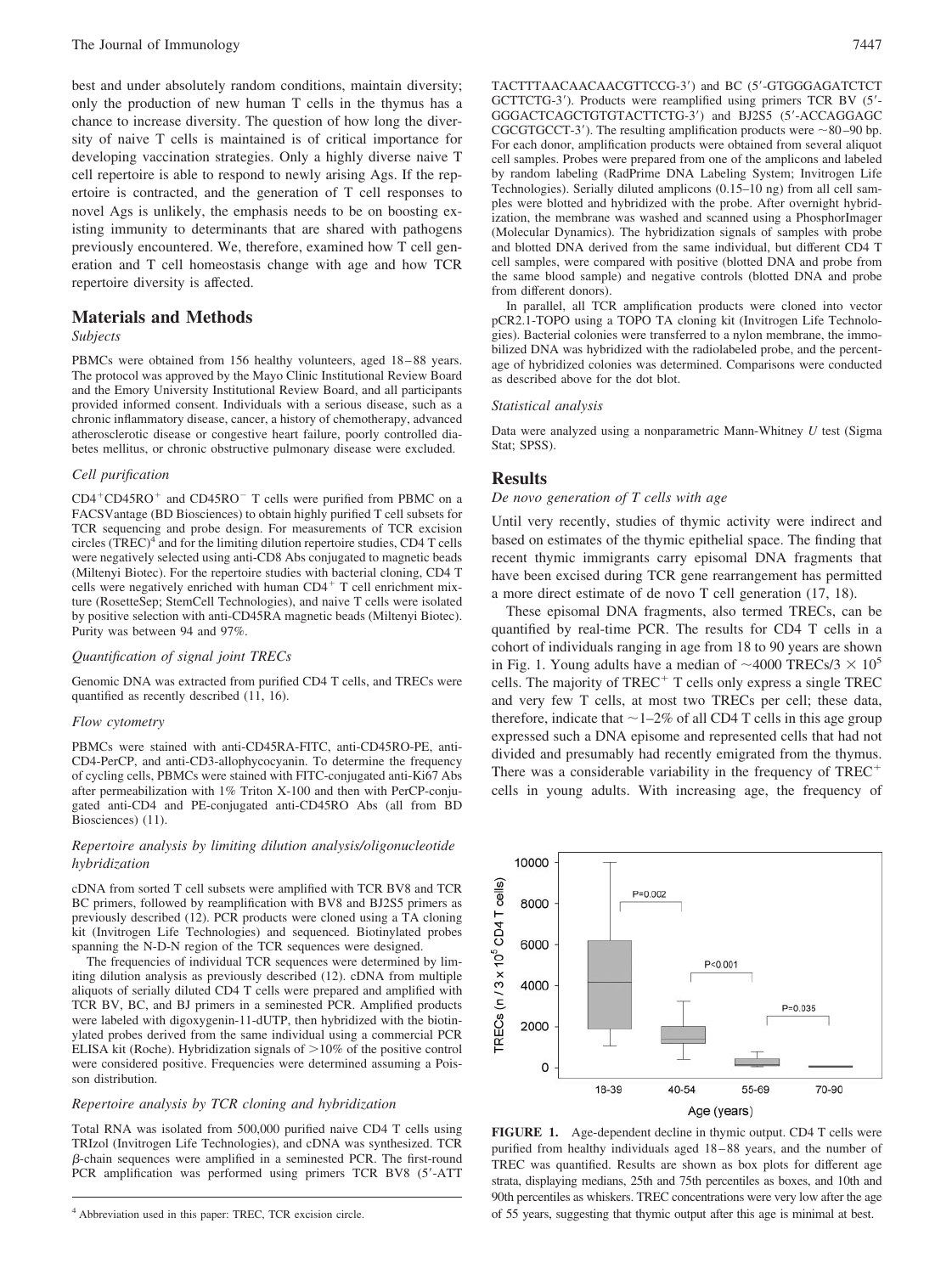best and under absolutely random conditions, maintain diversity; only the production of new human T cells in the thymus has a chance to increase diversity. The question of how long the diversity of naive T cells is maintained is of critical importance for developing vaccination strategies. Only a highly diverse naive T cell repertoire is able to respond to newly arising Ags. If the repertoire is contracted, and the generation of T cell responses to novel Ags is unlikely, the emphasis needs to be on boosting existing immunity to determinants that are shared with pathogens previously encountered. We, therefore, examined how T cell generation and T cell homeostasis change with age and how TCR repertoire diversity is affected.

## Materials and Methods

### *Subjects*

PBMCs were obtained from 156 healthy volunteers, aged 18–88 years. The protocol was approved by the Mayo Clinic Institutional Review Board and the Emory University Institutional Review Board, and all participants provided informed consent. Individuals with a serious disease, such as a chronic inflammatory disease, cancer, a history of chemotherapy, advanced atherosclerotic disease or congestive heart failure, poorly controlled diabetes mellitus, or chronic obstructive pulmonary disease were excluded.

### *Cell purification*

$CD4^+CD45RO^+$ and $CD45RO^-$ T cells were purified from PBMC on a FACSVantage (BD Biosciences) to obtain highly purified T cell subsets for TCR sequencing and probe design. For measurements of TCR excision circles (TREC)[4] and for the limiting dilution repertoire studies, CD4 T cells were negatively selected using anti-CD8 Abs conjugated to magnetic beads (Miltenyi Biotec). For the repertoire studies with bacterial cloning, CD4 T cells were negatively enriched with human $CD4^+$ T cell enrichment mixture (RosetteSep; StemCell Technologies), and naive T cells were isolated by positive selection with anti-CD45RA magnetic beads (Miltenyi Biotec). Purity was between 94 and 97%.

### *Quantification of signal joint TRECs*

Genomic DNA was extracted from purified CD4 T cells, and TRECs were quantified as recently described (11, 16).

### *Flow cytometry*

PBMCs were stained with anti-CD45RA-FITC, anti-CD45RO-PE, anti-CD4-PerCP, and anti-CD3-allophycocyanin. To determine the frequency of cycling cells, PBMCs were stained with FITC-conjugated anti-Ki67 Abs after permeabilization with 1% Triton X-100 and then with PerCP-conjugated anti-CD4 and PE-conjugated anti-CD45RO Abs (all from BD Biosciences) (11).

### *Repertoire analysis by limiting dilution analysis/oligonucleotide hybridization*

cDNA from sorted T cell subsets were amplified with TCR BV8 and TCR BC primers, followed by reamplification with BV8 and BJ2S5 primers as previously described (12). PCR products were cloned using a TA cloning kit (Invitrogen Life Technologies) and sequenced. Biotinylated probes spanning the N-D-N region of the TCR sequences were designed.

The frequencies of individual TCR sequences were determined by limiting dilution analysis as previously described (12). cDNA from multiple aliquots of serially diluted CD4 T cells were prepared and amplified with TCR BV, BC, and BJ primers in a seminested PCR. Amplified products were labeled with digoxygenin-11-dUTP, then hybridized with the biotinylated probes derived from the same individual using a commercial PCR ELISA kit (Roche). Hybridization signals of >10% of the positive control were considered positive. Frequencies were determined assuming a Poisson distribution.

### *Repertoire analysis by TCR cloning and hybridization*

Total RNA was isolated from 500,000 purified naive CD4 T cells using TRIzol (Invitrogen Life Technologies), and cDNA was synthesized. TCR β-chain sequences were amplified in a seminested PCR. The first-round PCR amplification was performed using primers TCR BV8 (5′-ATTTACTTTAACAACAACGTTCCG-3′) and BC (5′-GTGGGAGATCTCTGCTTCTG-3′). Products were reamplified using primers TCR BV (5′-GGGACTCAGCTGTGTACTTCTG-3′) and BJ2S5 (5′-ACCAGGAGCCGCGTGCCT-3′). The resulting amplification products were ~80–90 bp. For each donor, amplification products were obtained from several aliquot cell samples. Probes were prepared from one of the amplicons and labeled by random labeling (RadPrime DNA Labeling System; Invitrogen Life Technologies). Serially diluted amplicons (0.15–10 ng) from all cell samples were blotted and hybridized with the probe. After overnight hybridization, the membrane was washed and scanned using a PhosphorImager (Molecular Dynamics). The hybridization signals of samples with probe and blotted DNA derived from the same individual, but different CD4 T cell samples, were compared with positive (blotted DNA and probe from the same blood sample) and negative controls (blotted DNA and probe from different donors).

In parallel, all TCR amplification products were cloned into vector pCR2.1-TOPO using a TOPO TA cloning kit (Invitrogen Life Technologies). Bacterial colonies were transferred to a nylon membrane, the immobilized DNA was hybridized with the radiolabeled probe, and the percentage of hybridized colonies was determined. Comparisons were conducted as described above for the dot blot.

### *Statistical analysis*

Data were analyzed using a nonparametric Mann-Whitney *U* test (Sigma Stat; SPSS).

## Results

### *De novo generation of T cells with age*

Until very recently, studies of thymic activity were indirect and based on estimates of the thymic epithelial space. The finding that recent thymic immigrants carry episomal DNA fragments that have been excised during TCR gene rearrangement has permitted a more direct estimate of de novo T cell generation (17, 18).

These episomal DNA fragments, also termed TRECs, can be quantified by real-time PCR. The results for CD4 T cells in a cohort of individuals ranging in age from 18 to 90 years are shown in Fig. 1. Young adults have a median of ~4000 TRECs/$3 \times 10^5$ cells. The majority of $TREC^+$ T cells only express a single TREC and very few T cells, at most two TRECs per cell; these data, therefore, indicate that ~1–2% of all CD4 T cells in this age group expressed such a DNA episome and represented cells that had not divided and presumably had recently emigrated from the thymus. There was a considerable variability in the frequency of $TREC^+$ cells in young adults. With increasing age, the frequency of

**FIGURE 1.** Age-dependent decline in thymic output. CD4 T cells were purified from healthy individuals aged 18–88 years, and the number of TREC was quantified. Results are shown as box plots for different age strata, displaying medians, 25th and 75th percentiles as boxes, and 10th and 90th percentiles as whiskers. TREC concentrations were very low after the age of 55 years, suggesting that thymic output after this age is minimal at best.

[4] Abbreviation used in this paper: TREC, TCR excision circle.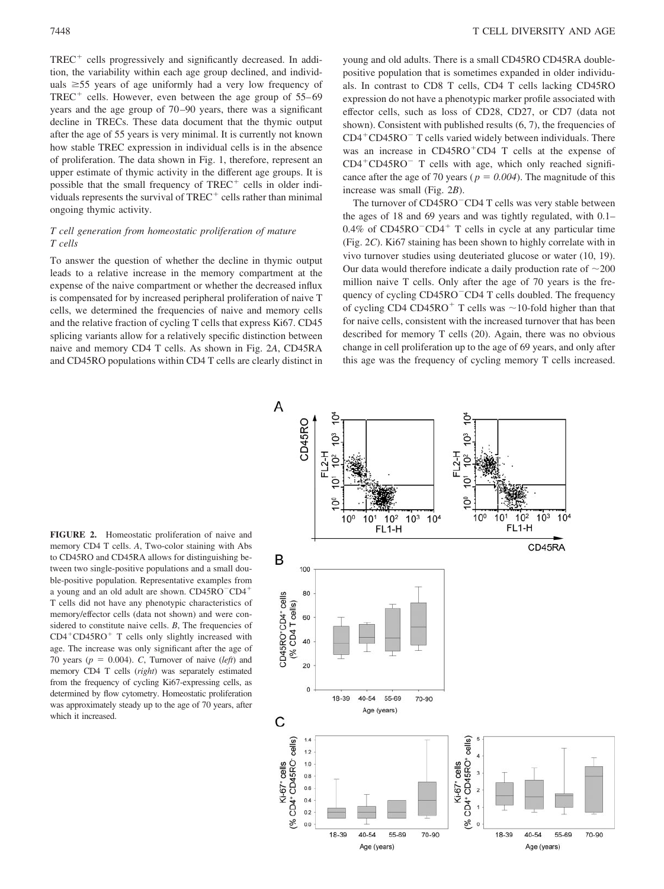TREC$^+$ cells progressively and significantly decreased. In addition, the variability within each age group declined, and individuals ≥55 years of age uniformly had a very low frequency of TREC$^+$ cells. However, even between the age group of 55–69 years and the age group of 70–90 years, there was a significant decline in TRECs. These data document that the thymic output after the age of 55 years is very minimal. It is currently not known how stable TREC expression in individual cells is in the absence of proliferation. The data shown in Fig. 1, therefore, represent an upper estimate of thymic activity in the different age groups. It is possible that the small frequency of TREC$^+$ cells in older individuals represents the survival of TREC$^+$ cells rather than minimal ongoing thymic activity.

### *T cell generation from homeostatic proliferation of mature T cells*

To answer the question of whether the decline in thymic output leads to a relative increase in the memory compartment at the expense of the naive compartment or whether the decreased influx is compensated for by increased peripheral proliferation of naive T cells, we determined the frequencies of naive and memory cells and the relative fraction of cycling T cells that express Ki67. CD45 splicing variants allow for a relatively specific distinction between naive and memory CD4 T cells. As shown in Fig. 2*A*, CD45RA and CD45RO populations within CD4 T cells are clearly distinct in young and old adults. There is a small CD45RO CD45RA double-positive population that is sometimes expanded in older individuals. In contrast to CD8 T cells, CD4 T cells lacking CD45RO expression do not have a phenotypic marker profile associated with effector cells, such as loss of CD28, CD27, or CD7 (data not shown). Consistent with published results (6, 7), the frequencies of CD4$^+$CD45RO$^-$ T cells varied widely between individuals. There was an increase in CD45RO$^+$CD4 T cells at the expense of CD4$^+$CD45RO$^-$ T cells with age, which only reached significance after the age of 70 years ($p = 0.004$). The magnitude of this increase was small (Fig. 2*B*).

The turnover of CD45RO$^-$CD4 T cells was very stable between the ages of 18 and 69 years and was tightly regulated, with 0.1–0.4% of CD45RO$^-$CD4$^+$ T cells in cycle at any particular time (Fig. 2*C*). Ki67 staining has been shown to highly correlate with in vivo turnover studies using deuteriated glucose or water (10, 19). Our data would therefore indicate a daily production rate of ~200 million naive T cells. Only after the age of 70 years is the frequency of cycling CD45RO$^-$CD4 T cells doubled. The frequency of cycling CD4 CD45RO$^+$ T cells was ~10-fold higher than that for naive cells, consistent with the increased turnover that has been described for memory T cells (20). Again, there was no obvious change in cell proliferation up to the age of 69 years, and only after this age was the frequency of cycling memory T cells increased.

**FIGURE 2.** Homeostatic proliferation of naive and memory CD4 T cells. *A*, Two-color staining with Abs to CD45RO and CD45RA allows for distinguishing between two single-positive populations and a small double-positive population. Representative examples from a young and an old adult are shown. CD45RO$^-$CD4$^+$ T cells did not have any phenotypic characteristics of memory/effector cells (data not shown) and were considered to constitute naive cells. *B*, The frequencies of CD4$^+$CD45RO$^+$ T cells only slightly increased with age. The increase was only significant after the age of 70 years ($p = 0.004$). *C*, Turnover of naive (*left*) and memory CD4 T cells (*right*) was separately estimated from the frequency of cycling Ki67-expressing cells, as determined by flow cytometry. Homeostatic proliferation was approximately steady up to the age of 70 years, after which it increased.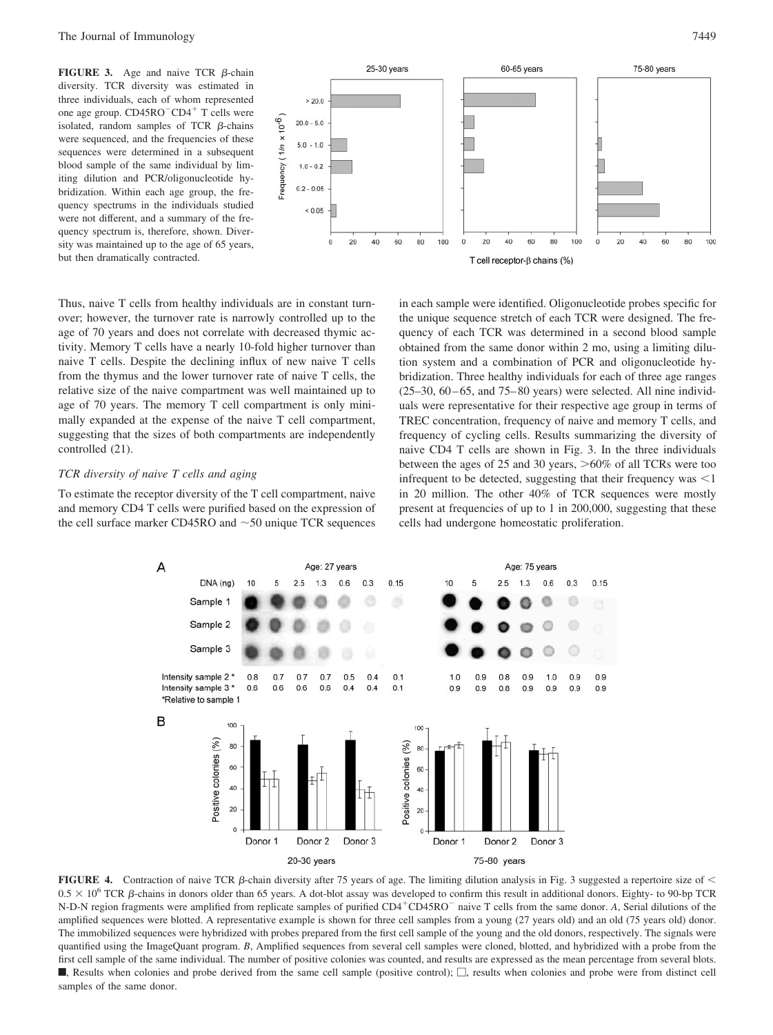**FIGURE 3.** Age and naive TCR β-chain diversity. TCR diversity was estimated in three individuals, each of whom represented one age group. $CD45RO^-CD4^+$ T cells were isolated, random samples of TCR β-chains were sequenced, and the frequencies of these sequences were determined in a subsequent blood sample of the same individual by limiting dilution and PCR/oligonucleotide hybridization. Within each age group, the frequency spectrums in the individuals studied were not different, and a summary of the frequency spectrum is, therefore, shown. Diversity was maintained up to the age of 65 years, but then dramatically contracted.

Thus, naive T cells from healthy individuals are in constant turnover; however, the turnover rate is narrowly controlled up to the age of 70 years and does not correlate with decreased thymic activity. Memory T cells have a nearly 10-fold higher turnover than naive T cells. Despite the declining influx of new naive T cells from the thymus and the lower turnover rate of naive T cells, the relative size of the naive compartment was well maintained up to age of 70 years. The memory T cell compartment is only minimally expanded at the expense of the naive T cell compartment, suggesting that the sizes of both compartments are independently controlled (21).

### *TCR diversity of naive T cells and aging*

To estimate the receptor diversity of the T cell compartment, naive and memory CD4 T cells were purified based on the expression of the cell surface marker CD45RO and ~50 unique TCR sequences in each sample were identified. Oligonucleotide probes specific for the unique sequence stretch of each TCR were designed. The frequency of each TCR was determined in a second blood sample obtained from the same donor within 2 mo, using a limiting dilution system and a combination of PCR and oligonucleotide hybridization. Three healthy individuals for each of three age ranges (25–30, 60–65, and 75–80 years) were selected. All nine individuals were representative for their respective age group in terms of TREC concentration, frequency of naive and memory T cells, and frequency of cycling cells. Results summarizing the diversity of naive CD4 T cells are shown in Fig. 3. In the three individuals between the ages of 25 and 30 years, >60% of all TCRs were too infrequent to be detected, suggesting that their frequency was <1 in 20 million. The other 40% of TCR sequences were mostly present at frequencies of up to 1 in 200,000, suggesting that these cells had undergone homeostatic proliferation.

**FIGURE 4.** Contraction of naive TCR β-chain diversity after 75 years of age. The limiting dilution analysis in Fig. 3 suggested a repertoire size of < $0.5 \times 10^6$ TCR β-chains in donors older than 65 years. A dot-blot assay was developed to confirm this result in additional donors. Eighty- to 90-bp TCR N-D-N region fragments were amplified from replicate samples of purified $CD4^+CD45RO^-$ naive T cells from the same donor. *A*, Serial dilutions of the amplified sequences were blotted. A representative example is shown for three cell samples from a young (27 years old) and an old (75 years old) donor. The immobilized sequences were hybridized with probes prepared from the first cell sample of the young and the old donors, respectively. The signals were quantified using the ImageQuant program. *B*, Amplified sequences from several cell samples were cloned, blotted, and hybridized with a probe from the first cell sample of the same individual. The number of positive colonies was counted, and results are expressed as the mean percentage from several blots. ■, Results when colonies and probe derived from the same cell sample (positive control); □, results when colonies and probe were from distinct cell samples of the same donor.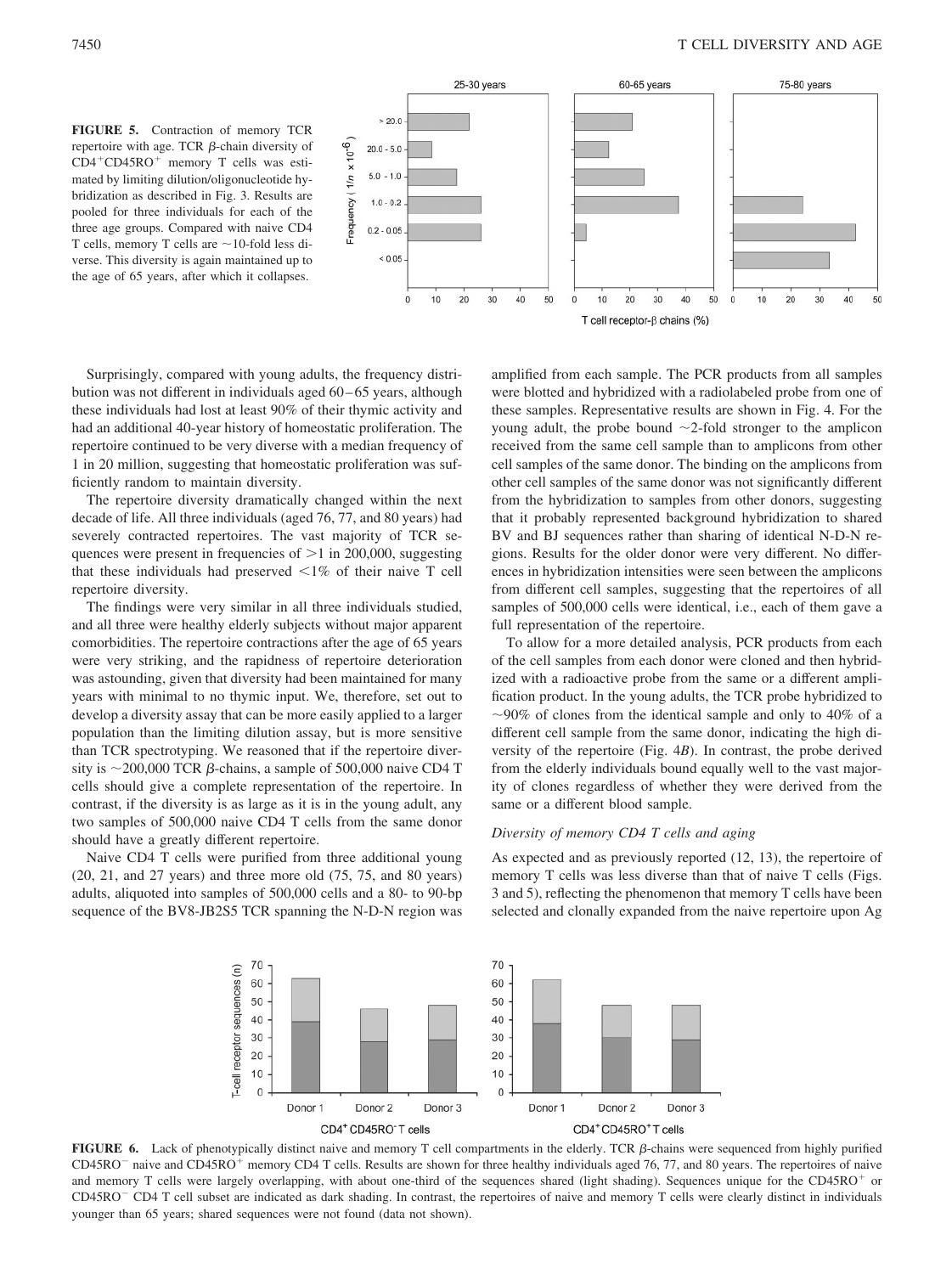**FIGURE 5.** Contraction of memory TCR repertoire with age. TCR β-chain diversity of $CD4^+CD45RO^+$ memory T cells was estimated by limiting dilution/oligonucleotide hybridization as described in Fig. 3. Results are pooled for three individuals for each of the three age groups. Compared with naive CD4 T cells, memory T cells are ~10-fold less diverse. This diversity is again maintained up to the age of 65 years, after which it collapses.

Surprisingly, compared with young adults, the frequency distribution was not different in individuals aged 60–65 years, although these individuals had lost at least 90% of their thymic activity and had an additional 40-year history of homeostatic proliferation. The repertoire continued to be very diverse with a median frequency of 1 in 20 million, suggesting that homeostatic proliferation was sufficiently random to maintain diversity.

The repertoire diversity dramatically changed within the next decade of life. All three individuals (aged 76, 77, and 80 years) had severely contracted repertoires. The vast majority of TCR sequences were present in frequencies of >1 in 200,000, suggesting that these individuals had preserved <1% of their naive T cell repertoire diversity.

The findings were very similar in all three individuals studied, and all three were healthy elderly subjects without major apparent comorbidities. The repertoire contractions after the age of 65 years were very striking, and the rapidness of repertoire deterioration was astounding, given that diversity had been maintained for many years with minimal to no thymic input. We, therefore, set out to develop a diversity assay that can be more easily applied to a larger population than the limiting dilution assay, but is more sensitive than TCR spectrotyping. We reasoned that if the repertoire diversity is ~200,000 TCR β-chains, a sample of 500,000 naive CD4 T cells should give a complete representation of the repertoire. In contrast, if the diversity is as large as it is in the young adult, any two samples of 500,000 naive CD4 T cells from the same donor should have a greatly different repertoire.

Naive CD4 T cells were purified from three additional young (20, 21, and 27 years) and three more old (75, 75, and 80 years) adults, aliquoted into samples of 500,000 cells and a 80- to 90-bp sequence of the BV8-JB2S5 TCR spanning the N-D-N region was amplified from each sample. The PCR products from all samples were blotted and hybridized with a radiolabeled probe from one of these samples. Representative results are shown in Fig. 4. For the young adult, the probe bound ~2-fold stronger to the amplicon received from the same cell sample than to amplicons from other cell samples of the same donor. The binding on the amplicons from other cell samples of the same donor was not significantly different from the hybridization to samples from other donors, suggesting that it probably represented background hybridization to shared BV and BJ sequences rather than sharing of identical N-D-N regions. Results for the older donor were very different. No differences in hybridization intensities were seen between the amplicons from different cell samples, suggesting that the repertoires of all samples of 500,000 cells were identical, i.e., each of them gave a full representation of the repertoire.

To allow for a more detailed analysis, PCR products from each of the cell samples from each donor were cloned and then hybridized with a radioactive probe from the same or a different amplification product. In the young adults, the TCR probe hybridized to ~90% of clones from the identical sample and only to 40% of a different cell sample from the same donor, indicating the high diversity of the repertoire (Fig. 4*B*). In contrast, the probe derived from the elderly individuals bound equally well to the vast majority of clones regardless of whether they were derived from the same or a different blood sample.

### *Diversity of memory CD4 T cells and aging*

As expected and as previously reported (12, 13), the repertoire of memory T cells was less diverse than that of naive T cells (Figs. 3 and 5), reflecting the phenomenon that memory T cells have been selected and clonally expanded from the naive repertoire upon Ag

**FIGURE 6.** Lack of phenotypically distinct naive and memory T cell compartments in the elderly. TCR β-chains were sequenced from highly purified $CD45RO^-$ naive and $CD45RO^+$ memory CD4 T cells. Results are shown for three healthy individuals aged 76, 77, and 80 years. The repertoires of naive and memory T cells were largely overlapping, with about one-third of the sequences shared (light shading). Sequences unique for the $CD45RO^+$ or $CD45RO^-$ CD4 T cell subset are indicated as dark shading. In contrast, the repertoires of naive and memory T cells were clearly distinct in individuals younger than 65 years; shared sequences were not found (data not shown).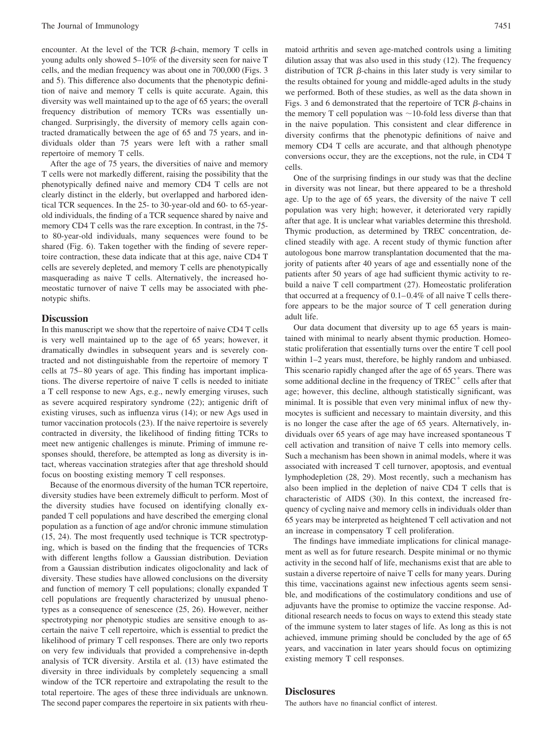encounter. At the level of the TCR β-chain, memory T cells in young adults only showed 5–10% of the diversity seen for naive T cells, and the median frequency was about one in 700,000 (Figs. 3 and 5). This difference also documents that the phenotypic definition of naive and memory T cells is quite accurate. Again, this diversity was well maintained up to the age of 65 years; the overall frequency distribution of memory TCRs was essentially unchanged. Surprisingly, the diversity of memory cells again contracted dramatically between the age of 65 and 75 years, and individuals older than 75 years were left with a rather small repertoire of memory T cells.

After the age of 75 years, the diversities of naive and memory T cells were not markedly different, raising the possibility that the phenotypically defined naive and memory CD4 T cells are not clearly distinct in the elderly, but overlapped and harbored identical TCR sequences. In the 25- to 30-year-old and 60- to 65-year-old individuals, the finding of a TCR sequence shared by naive and memory CD4 T cells was the rare exception. In contrast, in the 75- to 80-year-old individuals, many sequences were found to be shared (Fig. 6). Taken together with the finding of severe repertoire contraction, these data indicate that at this age, naive CD4 T cells are severely depleted, and memory T cells are phenotypically masquerading as naive T cells. Alternatively, the increased homeostatic turnover of naive T cells may be associated with phenotypic shifts.

## Discussion

In this manuscript we show that the repertoire of naive CD4 T cells is very well maintained up to the age of 65 years; however, it dramatically dwindles in subsequent years and is severely contracted and not distinguishable from the repertoire of memory T cells at 75–80 years of age. This finding has important implications. The diverse repertoire of naive T cells is needed to initiate a T cell response to new Ags, e.g., newly emerging viruses, such as severe acquired respiratory syndrome (22); antigenic drift of existing viruses, such as influenza virus (14); or new Ags used in tumor vaccination protocols (23). If the naive repertoire is severely contracted in diversity, the likelihood of finding fitting TCRs to meet new antigenic challenges is minute. Priming of immune responses should, therefore, be attempted as long as diversity is intact, whereas vaccination strategies after that age threshold should focus on boosting existing memory T cell responses.

Because of the enormous diversity of the human TCR repertoire, diversity studies have been extremely difficult to perform. Most of the diversity studies have focused on identifying clonally expanded T cell populations and have described the emerging clonal population as a function of age and/or chronic immune stimulation (15, 24). The most frequently used technique is TCR spectrotyping, which is based on the finding that the frequencies of TCRs with different lengths follow a Gaussian distribution. Deviation from a Gaussian distribution indicates oligoclonality and lack of diversity. These studies have allowed conclusions on the diversity and function of memory T cell populations; clonally expanded T cell populations are frequently characterized by unusual phenotypes as a consequence of senescence (25, 26). However, neither spectrotyping nor phenotypic studies are sensitive enough to ascertain the naive T cell repertoire, which is essential to predict the likelihood of primary T cell responses. There are only two reports on very few individuals that provided a comprehensive in-depth analysis of TCR diversity. Arstila et al. (13) have estimated the diversity in three individuals by completely sequencing a small window of the TCR repertoire and extrapolating the result to the total repertoire. The ages of these three individuals are unknown. The second paper compares the repertoire in six patients with rheumatoid arthritis and seven age-matched controls using a limiting dilution assay that was also used in this study (12). The frequency distribution of TCR β-chains in this later study is very similar to the results obtained for young and middle-aged adults in the study we performed. Both of these studies, as well as the data shown in Figs. 3 and 6 demonstrated that the repertoire of TCR β-chains in the memory T cell population was ~10-fold less diverse than that in the naive population. This consistent and clear difference in diversity confirms that the phenotypic definitions of naive and memory CD4 T cells are accurate, and that although phenotype conversions occur, they are the exceptions, not the rule, in CD4 T cells.

One of the surprising findings in our study was that the decline in diversity was not linear, but there appeared to be a threshold age. Up to the age of 65 years, the diversity of the naive T cell population was very high; however, it deteriorated very rapidly after that age. It is unclear what variables determine this threshold. Thymic production, as determined by TREC concentration, declined steadily with age. A recent study of thymic function after autologous bone marrow transplantation documented that the majority of patients after 40 years of age and essentially none of the patients after 50 years of age had sufficient thymic activity to rebuild a naive T cell compartment (27). Homeostatic proliferation that occurred at a frequency of 0.1–0.4% of all naive T cells therefore appears to be the major source of T cell generation during adult life.

Our data document that diversity up to age 65 years is maintained with minimal to nearly absent thymic production. Homeostatic proliferation that essentially turns over the entire T cell pool within 1–2 years must, therefore, be highly random and unbiased. This scenario rapidly changed after the age of 65 years. There was some additional decline in the frequency of $TREC^{+}$ cells after that age; however, this decline, although statistically significant, was minimal. It is possible that even very minimal influx of new thymocytes is sufficient and necessary to maintain diversity, and this is no longer the case after the age of 65 years. Alternatively, individuals over 65 years of age may have increased spontaneous T cell activation and transition of naive T cells into memory cells. Such a mechanism has been shown in animal models, where it was associated with increased T cell turnover, apoptosis, and eventual lymphodepletion (28, 29). Most recently, such a mechanism has also been implied in the depletion of naive CD4 T cells that is characteristic of AIDS (30). In this context, the increased frequency of cycling naive and memory cells in individuals older than 65 years may be interpreted as heightened T cell activation and not an increase in compensatory T cell proliferation.

The findings have immediate implications for clinical management as well as for future research. Despite minimal or no thymic activity in the second half of life, mechanisms exist that are able to sustain a diverse repertoire of naive T cells for many years. During this time, vaccinations against new infectious agents seem sensible, and modifications of the costimulatory conditions and use of adjuvants have the promise to optimize the vaccine response. Additional research needs to focus on ways to extend this steady state of the immune system to later stages of life. As long as this is not achieved, immune priming should be concluded by the age of 65 years, and vaccination in later years should focus on optimizing existing memory T cell responses.

## Disclosures

The authors have no financial conflict of interest.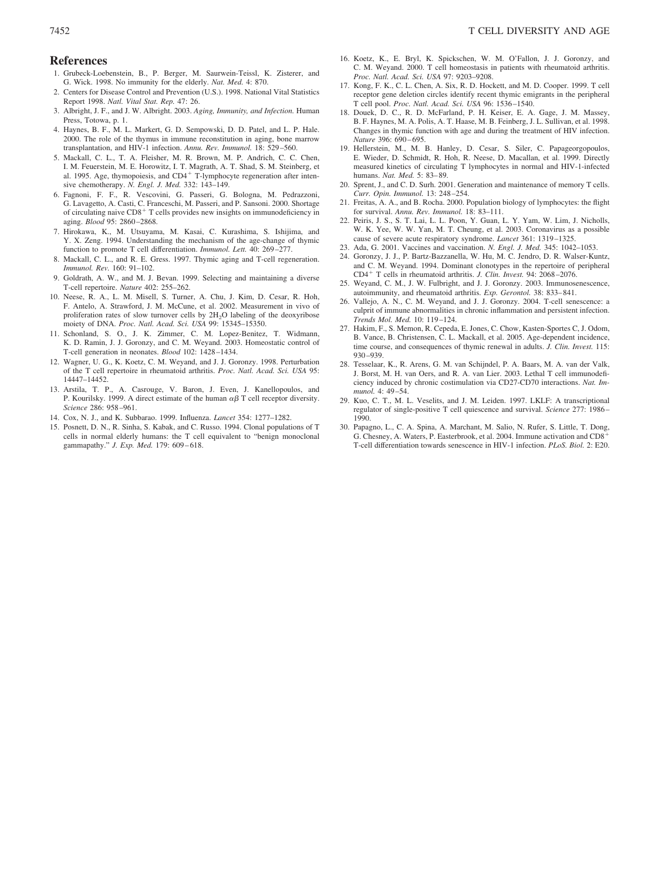## References

1. Grubeck-Loebenstein, B., P. Berger, M. Saurwein-Teissl, K. Zisterer, and G. Wick. 1998. No immunity for the elderly. *Nat. Med.* 4: 870.
2. Centers for Disease Control and Prevention (U.S.). 1998. National Vital Statistics Report 1998. *Natl. Vital Stat. Rep.* 47: 26.
3. Albright, J. F., and J. W. Albright. 2003. *Aging, Immunity, and Infection.* Human Press, Totowa, p. 1.
4. Haynes, B. F., M. L. Markert, G. D. Sempowski, D. D. Patel, and L. P. Hale. 2000. The role of the thymus in immune reconstitution in aging, bone marrow transplantation, and HIV-1 infection. *Annu. Rev. Immunol.* 18: 529–560.
5. Mackall, C. L., T. A. Fleisher, M. R. Brown, M. P. Andrich, C. C. Chen, I. M. Feuerstein, M. E. Horowitz, I. T. Magrath, A. T. Shad, S. M. Steinberg, et al. 1995. Age, thymopoiesis, and $CD4^+$ T-lymphocyte regeneration after intensive chemotherapy. *N. Engl. J. Med.* 332: 143–149.
6. Fagnoni, F. F., R. Vescovini, G. Passeri, G. Bologna, M. Pedrazzoni, G. Lavagetto, A. Casti, C. Franceschi, M. Passeri, and P. Sansoni. 2000. Shortage of circulating naive $CD8^+$ T cells provides new insights on immunodeficiency in aging. *Blood* 95: 2860–2868.
7. Hirokawa, K., M. Utsuyama, M. Kasai, C. Kurashima, S. Ishijima, and Y. X. Zeng. 1994. Understanding the mechanism of the age-change of thymic function to promote T cell differentiation. *Immunol. Lett.* 40: 269–277.
8. Mackall, C. L., and R. E. Gress. 1997. Thymic aging and T-cell regeneration. *Immunol. Rev.* 160: 91–102.
9. Goldrath, A. W., and M. J. Bevan. 1999. Selecting and maintaining a diverse T-cell repertoire. *Nature* 402: 255–262.
10. Neese, R. A., L. M. Misell, S. Turner, A. Chu, J. Kim, D. Cesar, R. Hoh, F. Antelo, A. Strawford, J. M. McCune, et al. 2002. Measurement in vivo of proliferation rates of slow turnover cells by $2H_2O$ labeling of the deoxyribose moiety of DNA. *Proc. Natl. Acad. Sci. USA* 99: 15345–15350.
11. Schonland, S. O., J. K. Zimmer, C. M. Lopez-Benitez, T. Widmann, K. D. Ramin, J. J. Goronzy, and C. M. Weyand. 2003. Homeostatic control of T-cell generation in neonates. *Blood* 102: 1428–1434.
12. Wagner, U. G., K. Koetz, C. M. Weyand, and J. J. Goronzy. 1998. Perturbation of the T cell repertoire in rheumatoid arthritis. *Proc. Natl. Acad. Sci. USA* 95: 14447–14452.
13. Arstila, T. P., A. Casrouge, V. Baron, J. Even, J. Kanellopoulos, and P. Kourilsky. 1999. A direct estimate of the human $\alpha\beta$ T cell receptor diversity. *Science* 286: 958–961.
14. Cox, N. J., and K. Subbarao. 1999. Influenza. *Lancet* 354: 1277–1282.
15. Posnett, D. N., R. Sinha, S. Kabak, and C. Russo. 1994. Clonal populations of T cells in normal elderly humans: the T cell equivalent to "benign monoclonal gammapathy." *J. Exp. Med.* 179: 609–618.
16. Koetz, K., E. Bryl, K. Spickschen, W. M. O'Fallon, J. J. Goronzy, and C. M. Weyand. 2000. T cell homeostasis in patients with rheumatoid arthritis. *Proc. Natl. Acad. Sci. USA* 97: 9203–9208.
17. Kong, F. K., C. L. Chen, A. Six, R. D. Hockett, and M. D. Cooper. 1999. T cell receptor gene deletion circles identify recent thymic emigrants in the peripheral T cell pool. *Proc. Natl. Acad. Sci. USA* 96: 1536–1540.
18. Douek, D. C., R. D. McFarland, P. H. Keiser, E. A. Gage, J. M. Massey, B. F. Haynes, M. A. Polis, A. T. Haase, M. B. Feinberg, J. L. Sullivan, et al. 1998. Changes in thymic function with age and during the treatment of HIV infection. *Nature* 396: 690–695.
19. Hellerstein, M., M. B. Hanley, D. Cesar, S. Siler, C. Papageorgopoulos, E. Wieder, D. Schmidt, R. Hoh, R. Neese, D. Macallan, et al. 1999. Directly measured kinetics of circulating T lymphocytes in normal and HIV-1-infected humans. *Nat. Med.* 5: 83–89.
20. Sprent, J., and C. D. Surh. 2001. Generation and maintenance of memory T cells. *Curr. Opin. Immunol.* 13: 248–254.
21. Freitas, A. A., and B. Rocha. 2000. Population biology of lymphocytes: the flight for survival. *Annu. Rev. Immunol.* 18: 83–111.
22. Peiris, J. S., S. T. Lai, L. L. Poon, Y. Guan, L. Y. Yam, W. Lim, J. Nicholls, W. K. Yee, W. W. Yan, M. T. Cheung, et al. 2003. Coronavirus as a possible cause of severe acute respiratory syndrome. *Lancet* 361: 1319–1325.
23. Ada, G. 2001. Vaccines and vaccination. *N. Engl. J. Med.* 345: 1042–1053.
24. Goronzy, J. J., P. Bartz-Bazzanella, W. Hu, M. C. Jendro, D. R. Walser-Kuntz, and C. M. Weyand. 1994. Dominant clonotypes in the repertoire of peripheral $CD4^+$ T cells in rheumatoid arthritis. *J. Clin. Invest.* 94: 2068–2076.
25. Weyand, C. M., J. W. Fulbright, and J. J. Goronzy. 2003. Immunosenescence, autoimmunity, and rheumatoid arthritis. *Exp. Gerontol.* 38: 833–841.
26. Vallejo, A. N., C. M. Weyand, and J. J. Goronzy. 2004. T-cell senescence: a culprit of immune abnormalities in chronic inflammation and persistent infection. *Trends Mol. Med.* 10: 119–124.
27. Hakim, F., S. Memon, R. Cepeda, E. Jones, C. Chow, Kasten-Sportes C, J. Odom, B. Vance, B. Christensen, C. L. Mackall, et al. 2005. Age-dependent incidence, time course, and consequences of thymic renewal in adults. *J. Clin. Invest.* 115: 930–939.
28. Tesselaar, K., R. Arens, G. M. van Schijndel, P. A. Baars, M. A. van der Valk, J. Borst, M. H. van Oers, and R. A. van Lier. 2003. Lethal T cell immunodeficiency induced by chronic costimulation via CD27-CD70 interactions. *Nat. Immunol.* 4: 49–54.
29. Kuo, C. T., M. L. Veselits, and J. M. Leiden. 1997. LKLF: A transcriptional regulator of single-positive T cell quiescence and survival. *Science* 277: 1986–1990.
30. Papagno, L., C. A. Spina, A. Marchant, M. Salio, N. Rufer, S. Little, T. Dong, G. Chesney, A. Waters, P. Easterbrook, et al. 2004. Immune activation and $CD8^+$ T-cell differentiation towards senescence in HIV-1 infection. *PLoS. Biol.* 2: E20.